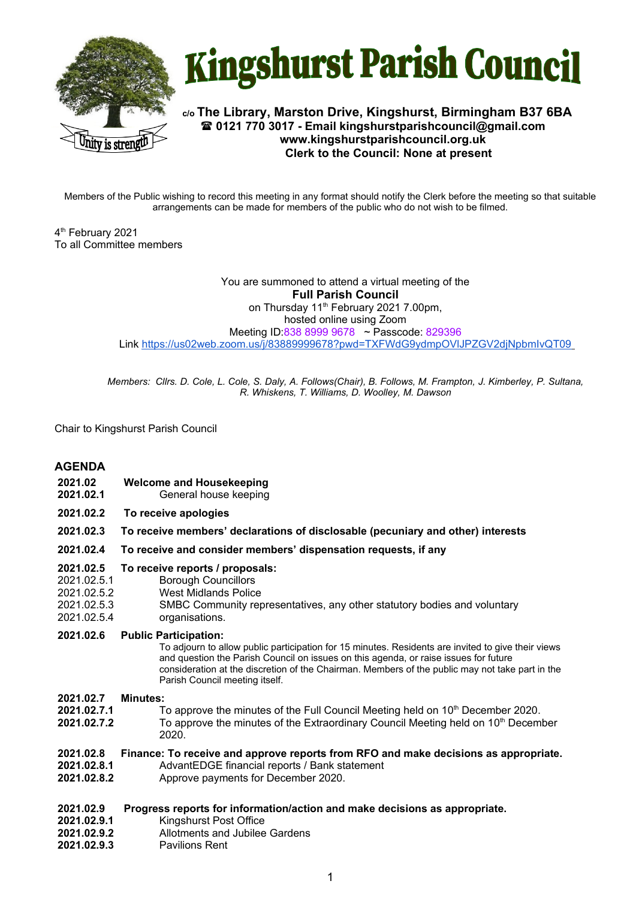# Kingshurst Parish Council

Unity is strength

**c/o The Library, Marston Drive, Kingshurst, Birmingham B37 6BA**
**☎ 0121 770 3017 - Email kingshurstparishcouncil@gmail.com**
**www.kingshurstparishcouncil.org.uk**
**Clerk to the Council: None at present**

Members of the Public wishing to record this meeting in any format should notify the Clerk before the meeting so that suitable arrangements can be made for members of the public who do not wish to be filmed.

4th February 2021
To all Committee members

You are summoned to attend a virtual meeting of the
**Full Parish Council**
on Thursday 11th February 2021 7.00pm,
hosted online using Zoom
Meeting ID:838 8999 9678 ~ Passcode: 829396
Link https://us02web.zoom.us/j/83889999678?pwd=TXFWdG9ydmpOVlJPZGV2djNpbmlvQT09

*Members: Cllrs. D. Cole, L. Cole, S. Daly, A. Follows(Chair), B. Follows, M. Frampton, J. Kimberley, P. Sultana, R. Whiskens, T. Williams, D. Woolley, M. Dawson*

Chair to Kingshurst Parish Council

## AGENDA

**2021.02 Welcome and Housekeeping**
**2021.02.1** General house keeping

**2021.02.2 To receive apologies**

**2021.02.3 To receive members' declarations of disclosable (pecuniary and other) interests**

**2021.02.4 To receive and consider members' dispensation requests, if any**

**2021.02.5 To receive reports / proposals:**
2021.02.5.1 Borough Councillors
2021.02.5.2 West Midlands Police
2021.02.5.3 SMBC Community representatives, any other statutory bodies and voluntary
2021.02.5.4 organisations.

**2021.02.6 Public Participation:**
To adjourn to allow public participation for 15 minutes. Residents are invited to give their views and question the Parish Council on issues on this agenda, or raise issues for future consideration at the discretion of the Chairman. Members of the public may not take part in the Parish Council meeting itself.

**2021.02.7 Minutes:**
**2021.02.7.1** To approve the minutes of the Full Council Meeting held on 10th December 2020.
**2021.02.7.2** To approve the minutes of the Extraordinary Council Meeting held on 10th December 2020.

**2021.02.8 Finance: To receive and approve reports from RFO and make decisions as appropriate.**
**2021.02.8.1** AdvantEDGE financial reports / Bank statement
**2021.02.8.2** Approve payments for December 2020.

**2021.02.9 Progress reports for information/action and make decisions as appropriate.**
**2021.02.9.1** Kingshurst Post Office
**2021.02.9.2** Allotments and Jubilee Gardens
**2021.02.9.3** Pavilions Rent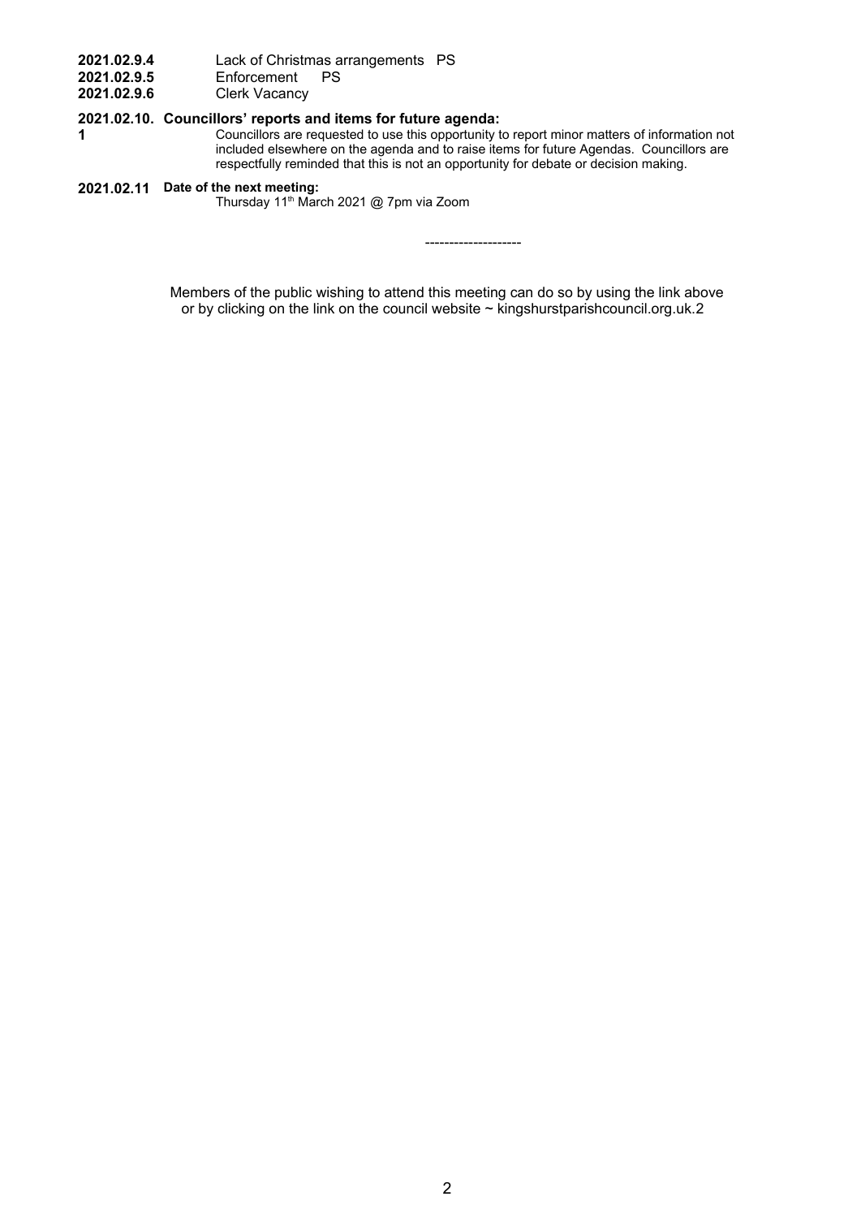**2021.02.9.4** Lack of Christmas arrangements PS
**2021.02.9.5** Enforcement PS
**2021.02.9.6** Clerk Vacancy

**2021.02.10. Councillors' reports and items for future agenda:**

**1** Councillors are requested to use this opportunity to report minor matters of information not included elsewhere on the agenda and to raise items for future Agendas. Councillors are respectfully reminded that this is not an opportunity for debate or decision making.

**2021.02.11 Date of the next meeting:**

Thursday 11th March 2021 @ 7pm via Zoom

--------------------

Members of the public wishing to attend this meeting can do so by using the link above or by clicking on the link on the council website ~ kingshurstparishcouncil.org.uk.2